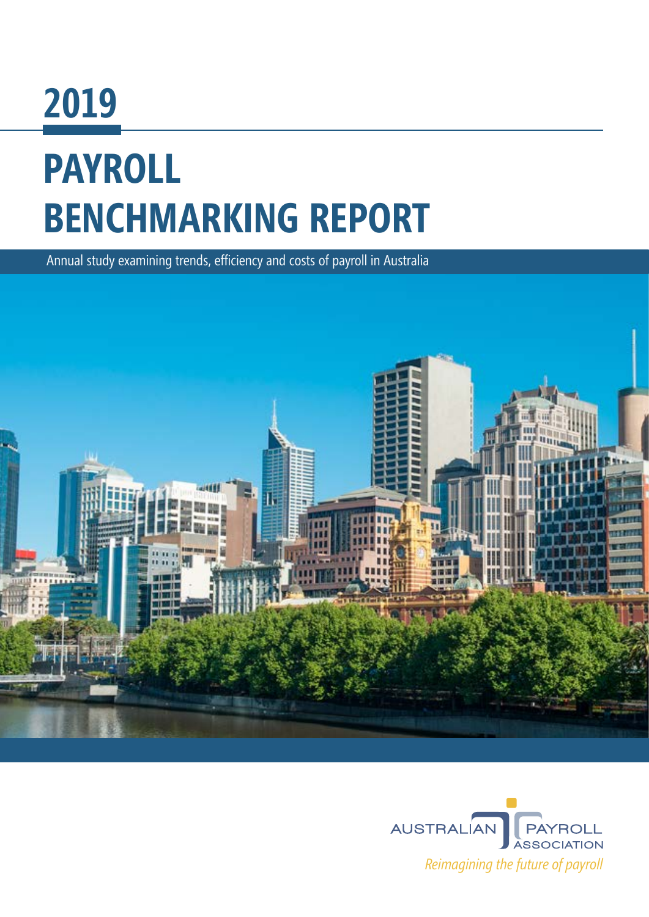# 2019

# PAYROLL BENCHMARKING REPORT

Annual study examining trends, efficiency and costs of payroll in Australia

AUSTRALIAN PAYROLL ASSOCIATION

*Reimagining the future of payroll*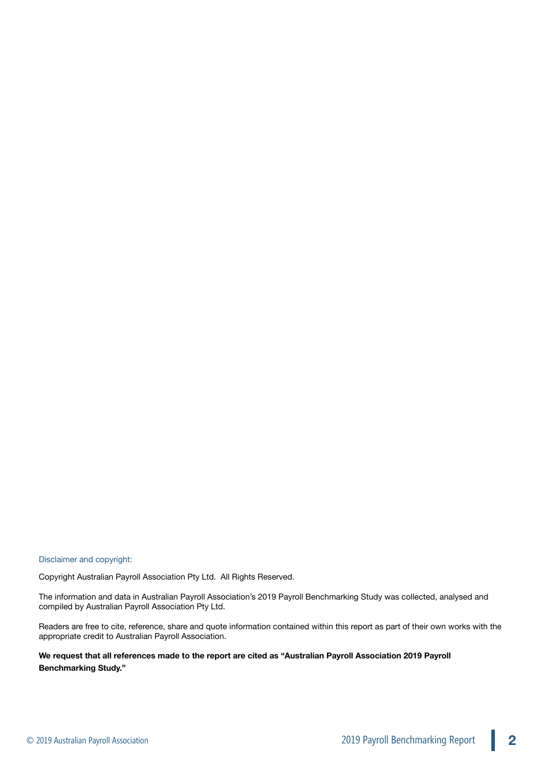Disclaimer and copyright:

Copyright Australian Payroll Association Pty Ltd.  All Rights Reserved.

The information and data in Australian Payroll Association's 2019 Payroll Benchmarking Study was collected, analysed and compiled by Australian Payroll Association Pty Ltd.

Readers are free to cite, reference, share and quote information contained within this report as part of their own works with the appropriate credit to Australian Payroll Association.

**We request that all references made to the report are cited as "Australian Payroll Association 2019 Payroll Benchmarking Study."**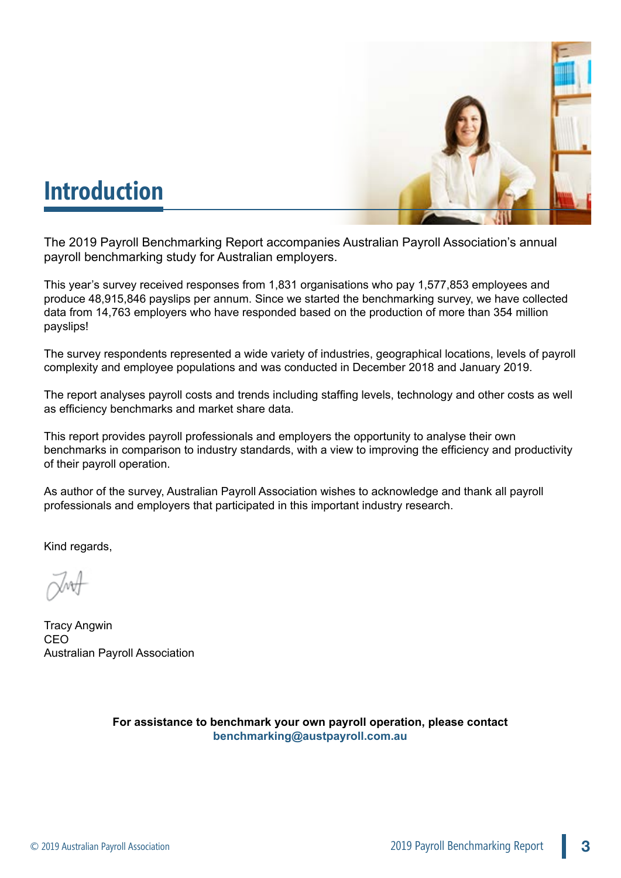# Introduction

The 2019 Payroll Benchmarking Report accompanies Australian Payroll Association's annual payroll benchmarking study for Australian employers.

This year's survey received responses from 1,831 organisations who pay 1,577,853 employees and produce 48,915,846 payslips per annum. Since we started the benchmarking survey, we have collected data from 14,763 employers who have responded based on the production of more than 354 million payslips!

The survey respondents represented a wide variety of industries, geographical locations, levels of payroll complexity and employee populations and was conducted in December 2018 and January 2019.

The report analyses payroll costs and trends including staffing levels, technology and other costs as well as efficiency benchmarks and market share data.

This report provides payroll professionals and employers the opportunity to analyse their own benchmarks in comparison to industry standards, with a view to improving the efficiency and productivity of their payroll operation.

As author of the survey, Australian Payroll Association wishes to acknowledge and thank all payroll professionals and employers that participated in this important industry research.

Kind regards,

Tracy Angwin
CEO
Australian Payroll Association

**For assistance to benchmark your own payroll operation, please contact**
**benchmarking@austpayroll.com.au**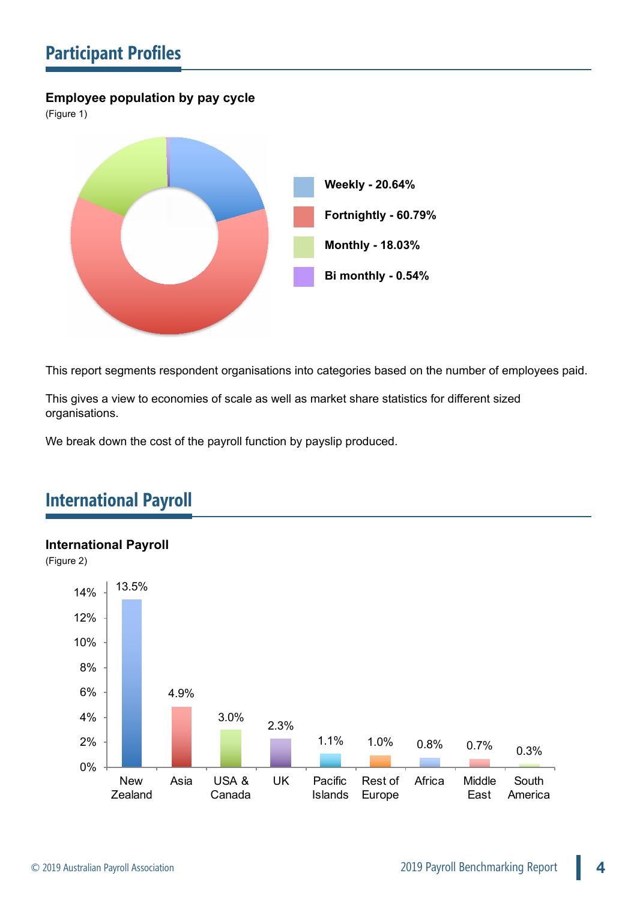## Participant Profiles

**Employee population by pay cycle**

(Figure 1)

- Weekly - 20.64%
- Fortnightly - 60.79%
- Monthly - 18.03%
- Bi monthly - 0.54%

This report segments respondent organisations into categories based on the number of employees paid.

This gives a view to economies of scale as well as market share statistics for different sized organisations.

We break down the cost of the payroll function by payslip produced.

## International Payroll

**International Payroll**

(Figure 2)

| Region | % |
| --- | --- |
| New Zealand | 13.5% |
| Asia | 4.9% |
| USA & Canada | 3.0% |
| UK | 2.3% |
| Pacific Islands | 1.1% |
| Rest of Europe | 1.0% |
| Africa | 0.8% |
| Middle East | 0.7% |
| South America | 0.3% |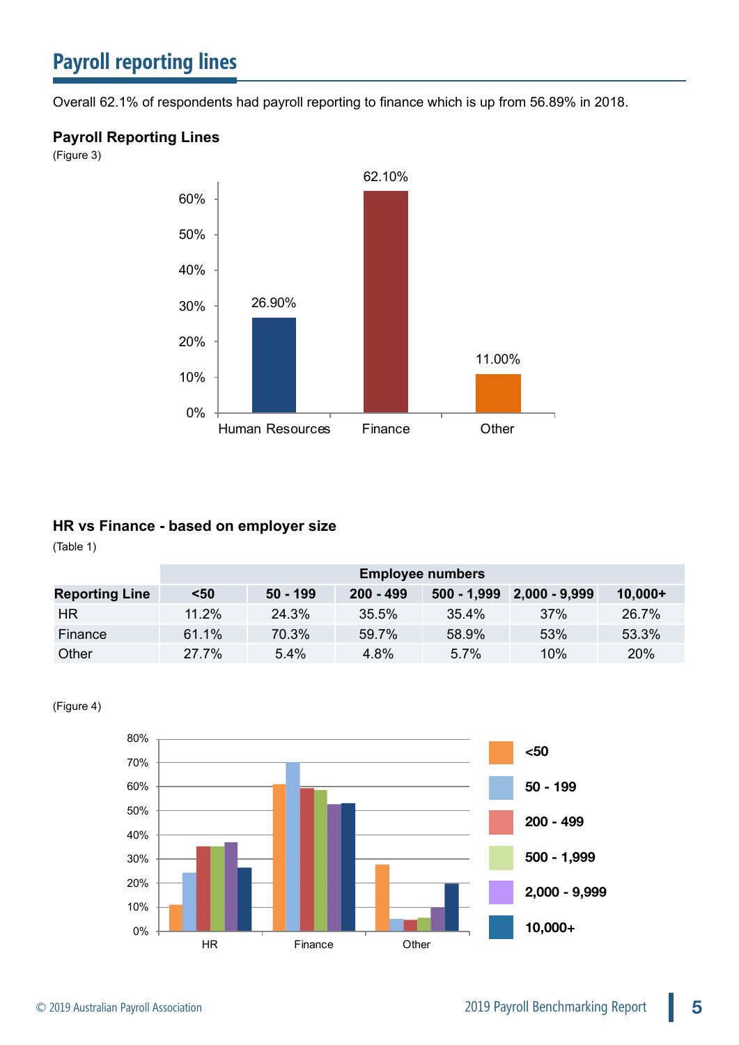# Payroll reporting lines

Overall 62.1% of respondents had payroll reporting to finance which is up from 56.89% in 2018.

### Payroll Reporting Lines

(Figure 3)

### HR vs Finance - based on employer size

(Table 1)

| | Employee numbers | | | | | |
|---|---|---|---|---|---|---|
| **Reporting Line** | **<50** | **50 - 199** | **200 - 499** | **500 - 1,999** | **2,000 - 9,999** | **10,000+** |
| HR | 11.2% | 24.3% | 35.5% | 35.4% | 37% | 26.7% |
| Finance | 61.1% | 70.3% | 59.7% | 58.9% | 53% | 53.3% |
| Other | 27.7% | 5.4% | 4.8% | 5.7% | 10% | 20% |

(Figure 4)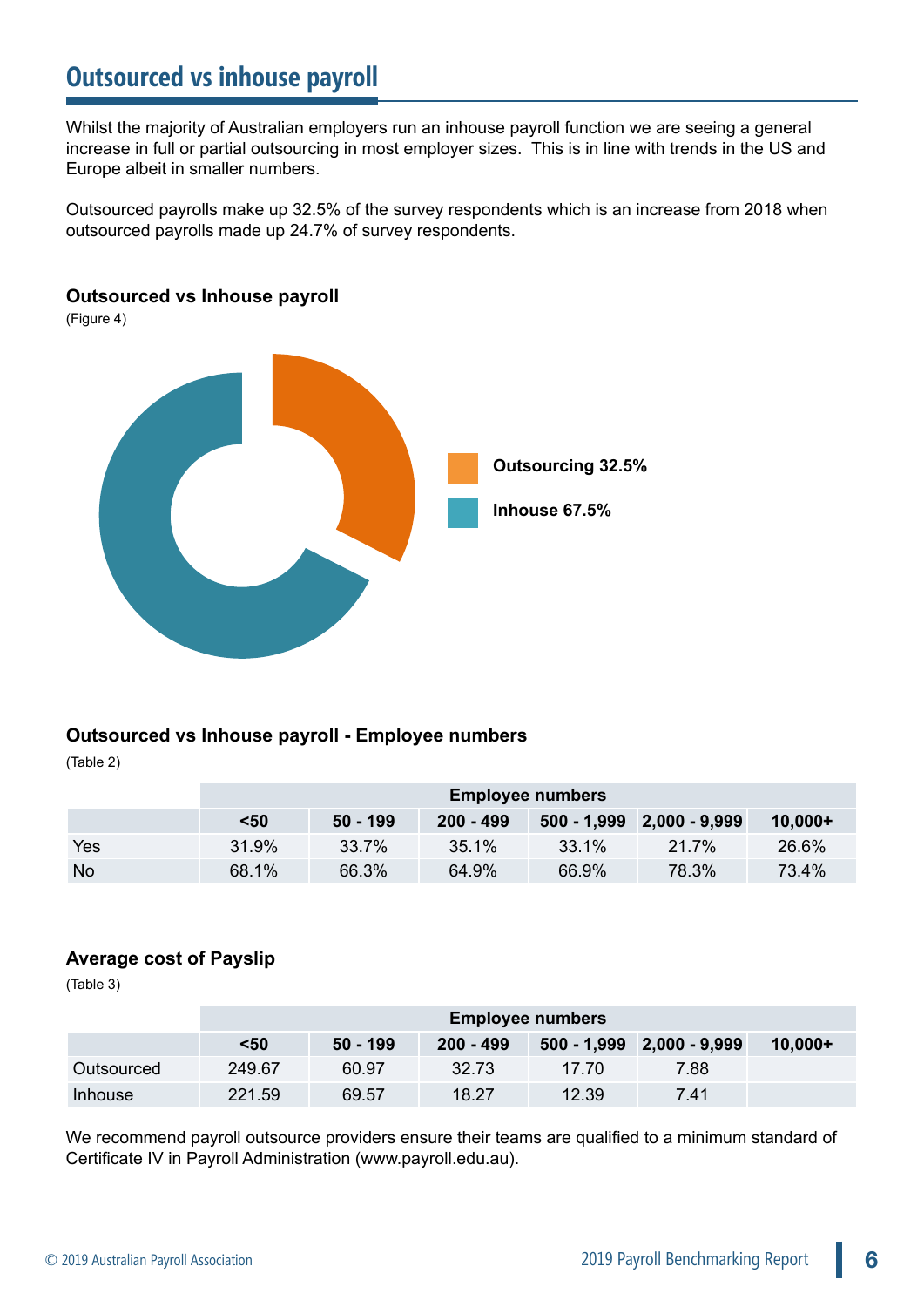## Outsourced vs inhouse payroll

Whilst the majority of Australian employers run an inhouse payroll function we are seeing a general increase in full or partial outsourcing in most employer sizes. This is in line with trends in the US and Europe albeit in smaller numbers.

Outsourced payrolls make up 32.5% of the survey respondents which is an increase from 2018 when outsourced payrolls made up 24.7% of survey respondents.

**Outsourced vs Inhouse payroll**

(Figure 4)

Outsourcing 32.5%

Inhouse 67.5%

**Outsourced vs Inhouse payroll - Employee numbers**

(Table 2)

| | Employee numbers | | | | | |
|---|---|---|---|---|---|---|
| | <50 | 50 - 199 | 200 - 499 | 500 - 1,999 | 2,000 - 9,999 | 10,000+ |
| Yes | 31.9% | 33.7% | 35.1% | 33.1% | 21.7% | 26.6% |
| No | 68.1% | 66.3% | 64.9% | 66.9% | 78.3% | 73.4% |

**Average cost of Payslip**

(Table 3)

| | Employee numbers | | | | | |
|---|---|---|---|---|---|---|
| | <50 | 50 - 199 | 200 - 499 | 500 - 1,999 | 2,000 - 9,999 | 10,000+ |
| Outsourced | 249.67 | 60.97 | 32.73 | 17.70 | 7.88 | |
| Inhouse | 221.59 | 69.57 | 18.27 | 12.39 | 7.41 | |

We recommend payroll outsource providers ensure their teams are qualified to a minimum standard of Certificate IV in Payroll Administration (www.payroll.edu.au).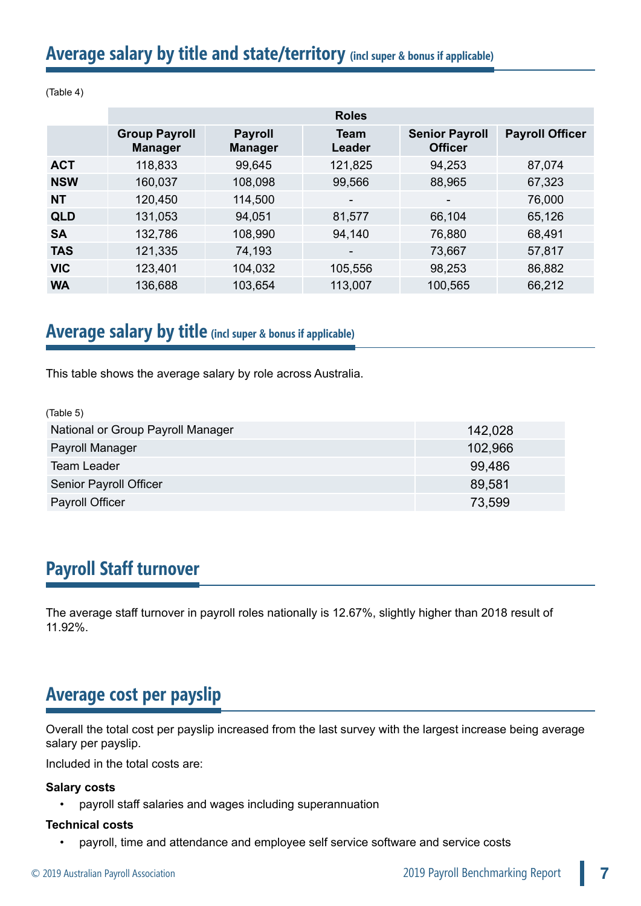## Average salary by title and state/territory (incl super & bonus if applicable)

(Table 4)

| | Roles | | | | |
|---|---|---|---|---|---|
| | Group Payroll Manager | Payroll Manager | Team Leader | Senior Payroll Officer | Payroll Officer |
| **ACT** | 118,833 | 99,645 | 121,825 | 94,253 | 87,074 |
| **NSW** | 160,037 | 108,098 | 99,566 | 88,965 | 67,323 |
| **NT** | 120,450 | 114,500 | - | - | 76,000 |
| **QLD** | 131,053 | 94,051 | 81,577 | 66,104 | 65,126 |
| **SA** | 132,786 | 108,990 | 94,140 | 76,880 | 68,491 |
| **TAS** | 121,335 | 74,193 | - | 73,667 | 57,817 |
| **VIC** | 123,401 | 104,032 | 105,556 | 98,253 | 86,882 |
| **WA** | 136,688 | 103,654 | 113,007 | 100,565 | 66,212 |

## Average salary by title (incl super & bonus if applicable)

This table shows the average salary by role across Australia.

(Table 5)

| Role | Average salary |
|---|---|
| National or Group Payroll Manager | 142,028 |
| Payroll Manager | 102,966 |
| Team Leader | 99,486 |
| Senior Payroll Officer | 89,581 |
| Payroll Officer | 73,599 |

## Payroll Staff turnover

The average staff turnover in payroll roles nationally is 12.67%, slightly higher than 2018 result of 11.92%.

## Average cost per payslip

Overall the total cost per payslip increased from the last survey with the largest increase being average salary per payslip.

Included in the total costs are:

**Salary costs**

- payroll staff salaries and wages including superannuation

**Technical costs**

- payroll, time and attendance and employee self service software and service costs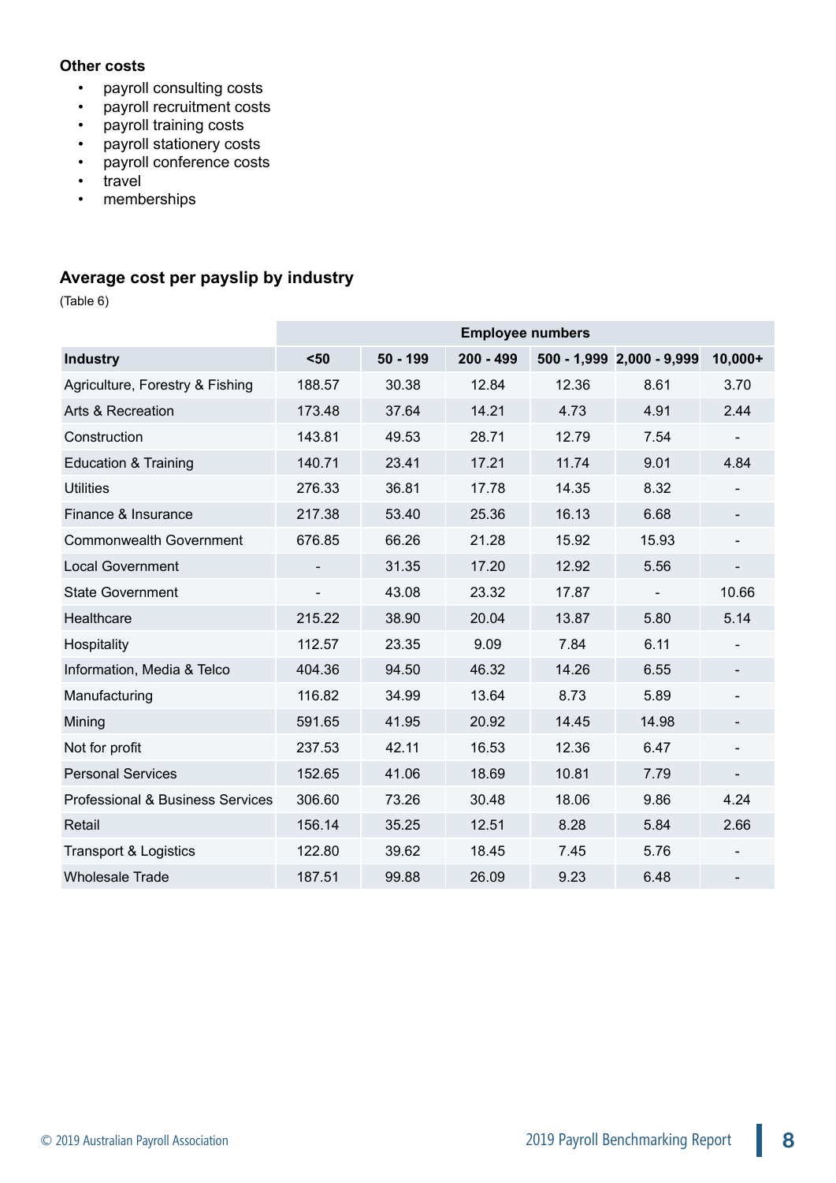**Other costs**

- payroll consulting costs
- payroll recruitment costs
- payroll training costs
- payroll stationery costs
- payroll conference costs
- travel
- memberships

### Average cost per payslip by industry

(Table 6)

| | Employee numbers | | | | | |
|---|---|---|---|---|---|---|
| **Industry** | **<50** | **50 - 199** | **200 - 499** | **500 - 1,999** | **2,000 - 9,999** | **10,000+** |
| Agriculture, Forestry & Fishing | 188.57 | 30.38 | 12.84 | 12.36 | 8.61 | 3.70 |
| Arts & Recreation | 173.48 | 37.64 | 14.21 | 4.73 | 4.91 | 2.44 |
| Construction | 143.81 | 49.53 | 28.71 | 12.79 | 7.54 | - |
| Education & Training | 140.71 | 23.41 | 17.21 | 11.74 | 9.01 | 4.84 |
| Utilities | 276.33 | 36.81 | 17.78 | 14.35 | 8.32 | - |
| Finance & Insurance | 217.38 | 53.40 | 25.36 | 16.13 | 6.68 | - |
| Commonwealth Government | 676.85 | 66.26 | 21.28 | 15.92 | 15.93 | - |
| Local Government | - | 31.35 | 17.20 | 12.92 | 5.56 | - |
| State Government | - | 43.08 | 23.32 | 17.87 | - | 10.66 |
| Healthcare | 215.22 | 38.90 | 20.04 | 13.87 | 5.80 | 5.14 |
| Hospitality | 112.57 | 23.35 | 9.09 | 7.84 | 6.11 | - |
| Information, Media & Telco | 404.36 | 94.50 | 46.32 | 14.26 | 6.55 | - |
| Manufacturing | 116.82 | 34.99 | 13.64 | 8.73 | 5.89 | - |
| Mining | 591.65 | 41.95 | 20.92 | 14.45 | 14.98 | - |
| Not for profit | 237.53 | 42.11 | 16.53 | 12.36 | 6.47 | - |
| Personal Services | 152.65 | 41.06 | 18.69 | 10.81 | 7.79 | - |
| Professional & Business Services | 306.60 | 73.26 | 30.48 | 18.06 | 9.86 | 4.24 |
| Retail | 156.14 | 35.25 | 12.51 | 8.28 | 5.84 | 2.66 |
| Transport & Logistics | 122.80 | 39.62 | 18.45 | 7.45 | 5.76 | - |
| Wholesale Trade | 187.51 | 99.88 | 26.09 | 9.23 | 6.48 | - |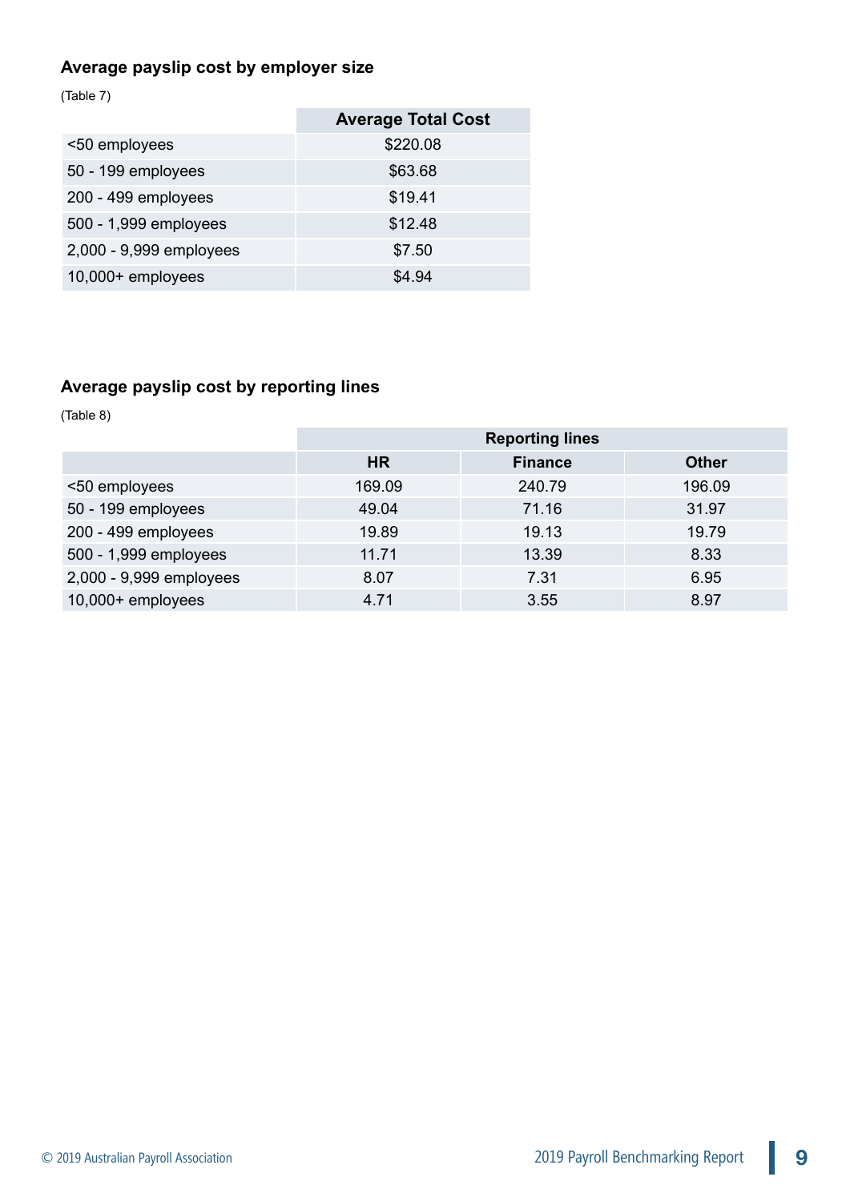### Average payslip cost by employer size

(Table 7)

| | Average Total Cost |
|---|---|
| <50 employees | $220.08 |
| 50 - 199 employees | $63.68 |
| 200 - 499 employees | $19.41 |
| 500 - 1,999 employees | $12.48 |
| 2,000 - 9,999 employees | $7.50 |
| 10,000+ employees | $4.94 |

### Average payslip cost by reporting lines

(Table 8)

| | Reporting lines | | |
|---|---|---|---|
| | HR | Finance | Other |
| <50 employees | 169.09 | 240.79 | 196.09 |
| 50 - 199 employees | 49.04 | 71.16 | 31.97 |
| 200 - 499 employees | 19.89 | 19.13 | 19.79 |
| 500 - 1,999 employees | 11.71 | 13.39 | 8.33 |
| 2,000 - 9,999 employees | 8.07 | 7.31 | 6.95 |
| 10,000+ employees | 4.71 | 3.55 | 8.97 |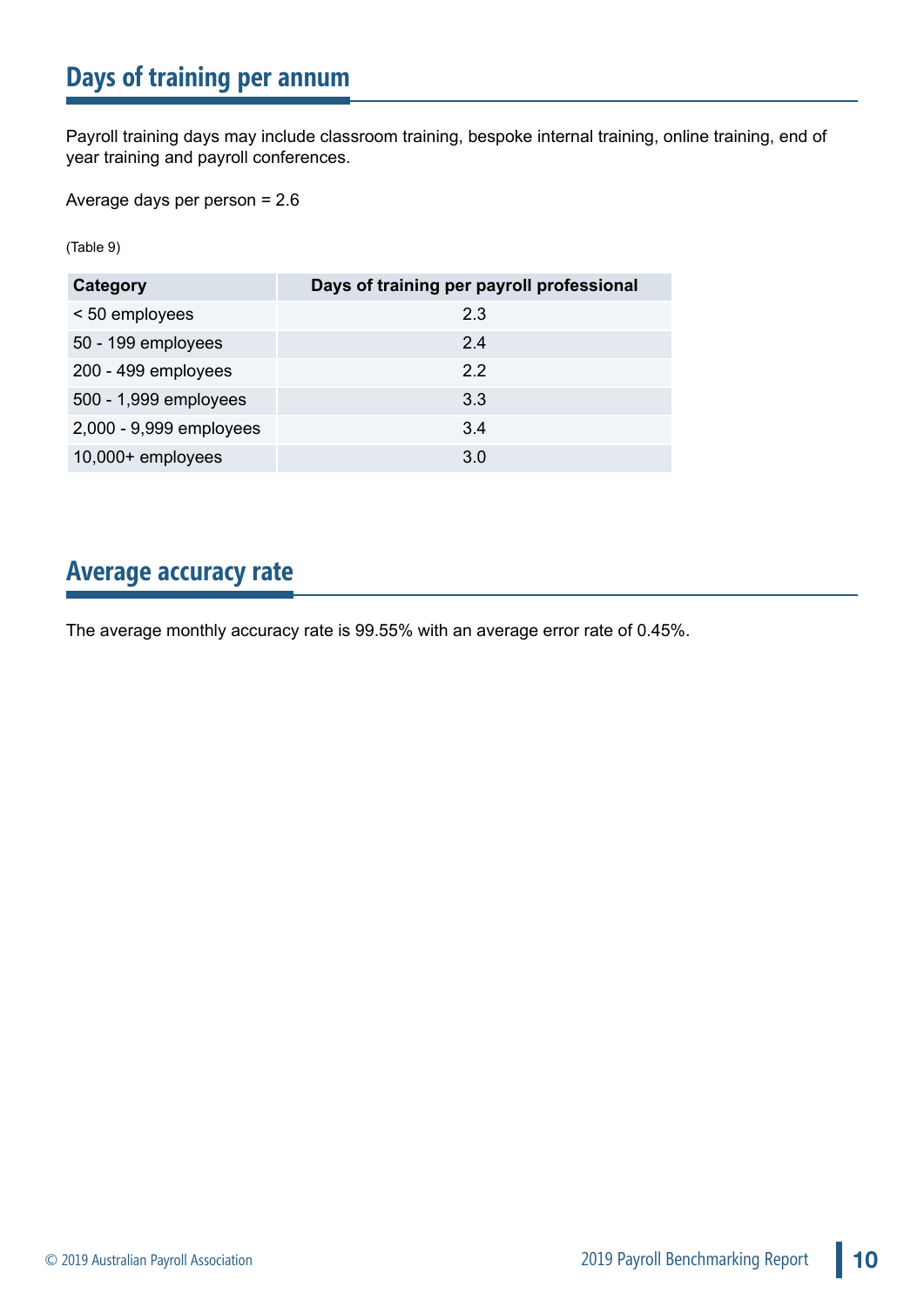## Days of training per annum

Payroll training days may include classroom training, bespoke internal training, online training, end of year training and payroll conferences.

Average days per person = 2.6

(Table 9)

| Category | Days of training per payroll professional |
|---|---|
| < 50 employees | 2.3 |
| 50 - 199 employees | 2.4 |
| 200 - 499 employees | 2.2 |
| 500 - 1,999 employees | 3.3 |
| 2,000 - 9,999 employees | 3.4 |
| 10,000+ employees | 3.0 |

## Average accuracy rate

The average monthly accuracy rate is 99.55% with an average error rate of 0.45%.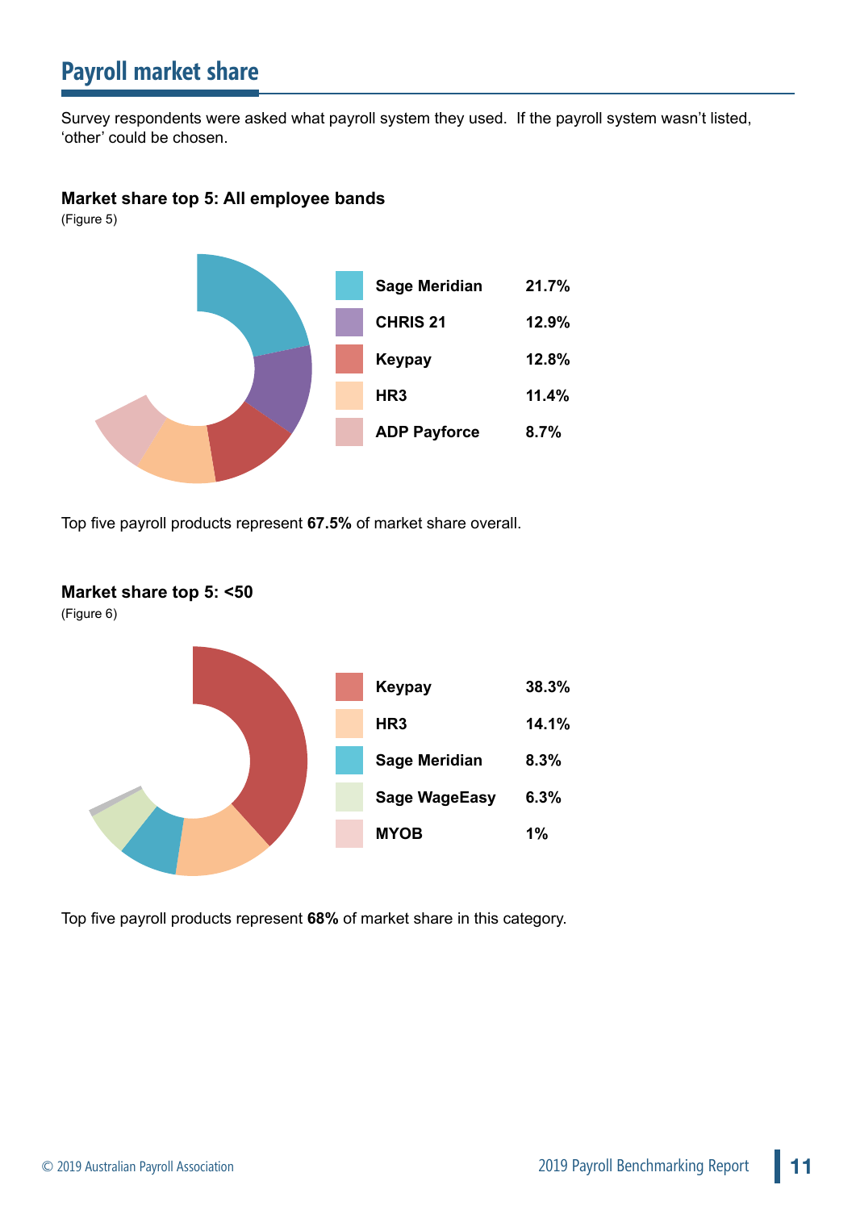## Payroll market share

Survey respondents were asked what payroll system they used. If the payroll system wasn't listed, 'other' could be chosen.

**Market share top 5: All employee bands**

(Figure 5)

| | |
|---|---|
| **Sage Meridian** | **21.7%** |
| **CHRIS 21** | **12.9%** |
| **Keypay** | **12.8%** |
| **HR3** | **11.4%** |
| **ADP Payforce** | **8.7%** |

Top five payroll products represent **67.5%** of market share overall.

**Market share top 5: <50**

(Figure 6)

| | |
|---|---|
| **Keypay** | **38.3%** |
| **HR3** | **14.1%** |
| **Sage Meridian** | **8.3%** |
| **Sage WageEasy** | **6.3%** |
| **MYOB** | **1%** |

Top five payroll products represent **68%** of market share in this category.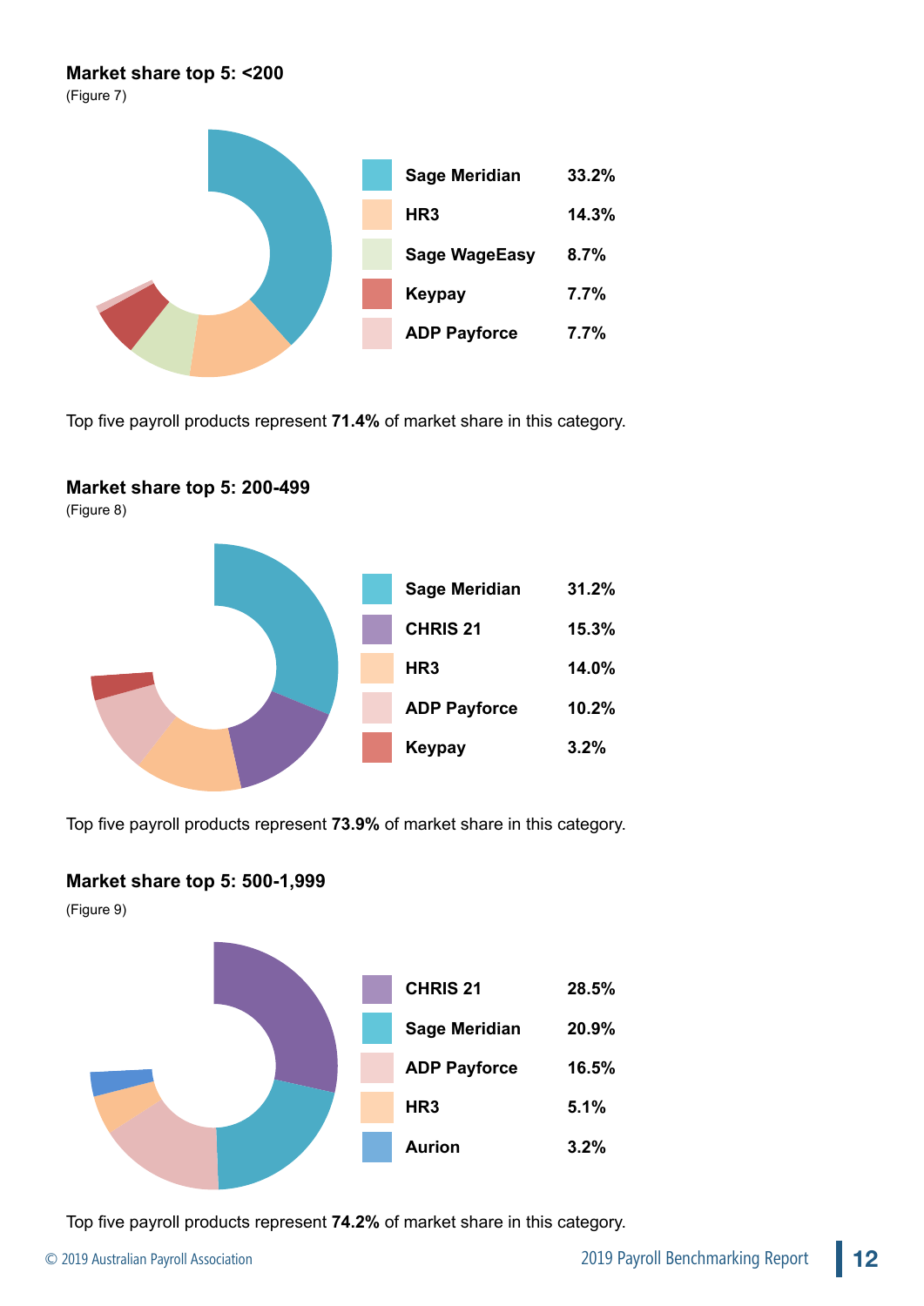### Market share top 5: <200

(Figure 7)

| Product | Share |
|---|---|
| Sage Meridian | 33.2% |
| HR3 | 14.3% |
| Sage WageEasy | 8.7% |
| Keypay | 7.7% |
| ADP Payforce | 7.7% |

Top five payroll products represent **71.4%** of market share in this category.

### Market share top 5: 200-499

(Figure 8)

| Product | Share |
|---|---|
| Sage Meridian | 31.2% |
| CHRIS 21 | 15.3% |
| HR3 | 14.0% |
| ADP Payforce | 10.2% |
| Keypay | 3.2% |

Top five payroll products represent **73.9%** of market share in this category.

### Market share top 5: 500-1,999

(Figure 9)

| Product | Share |
|---|---|
| CHRIS 21 | 28.5% |
| Sage Meridian | 20.9% |
| ADP Payforce | 16.5% |
| HR3 | 5.1% |
| Aurion | 3.2% |

Top five payroll products represent **74.2%** of market share in this category.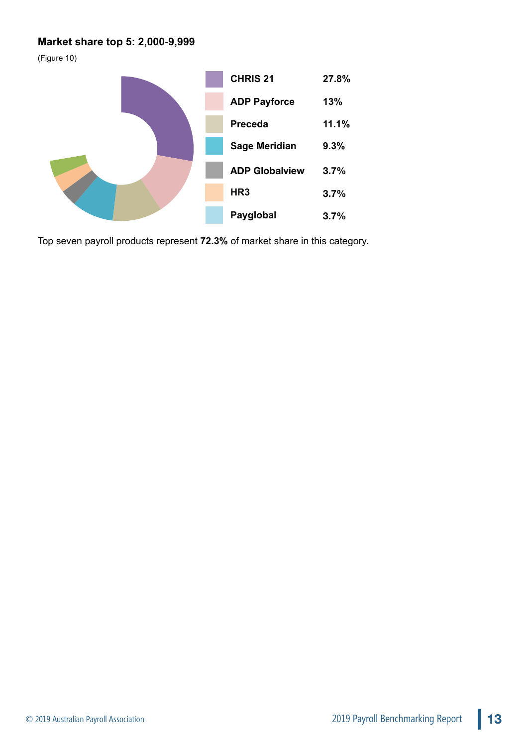**Market share top 5: 2,000-9,999**

(Figure 10)

| Product | Market share |
|---|---|
| CHRIS 21 | 27.8% |
| ADP Payforce | 13% |
| Preceda | 11.1% |
| Sage Meridian | 9.3% |
| ADP Globalview | 3.7% |
| HR3 | 3.7% |
| Payglobal | 3.7% |

Top seven payroll products represent **72.3%** of market share in this category.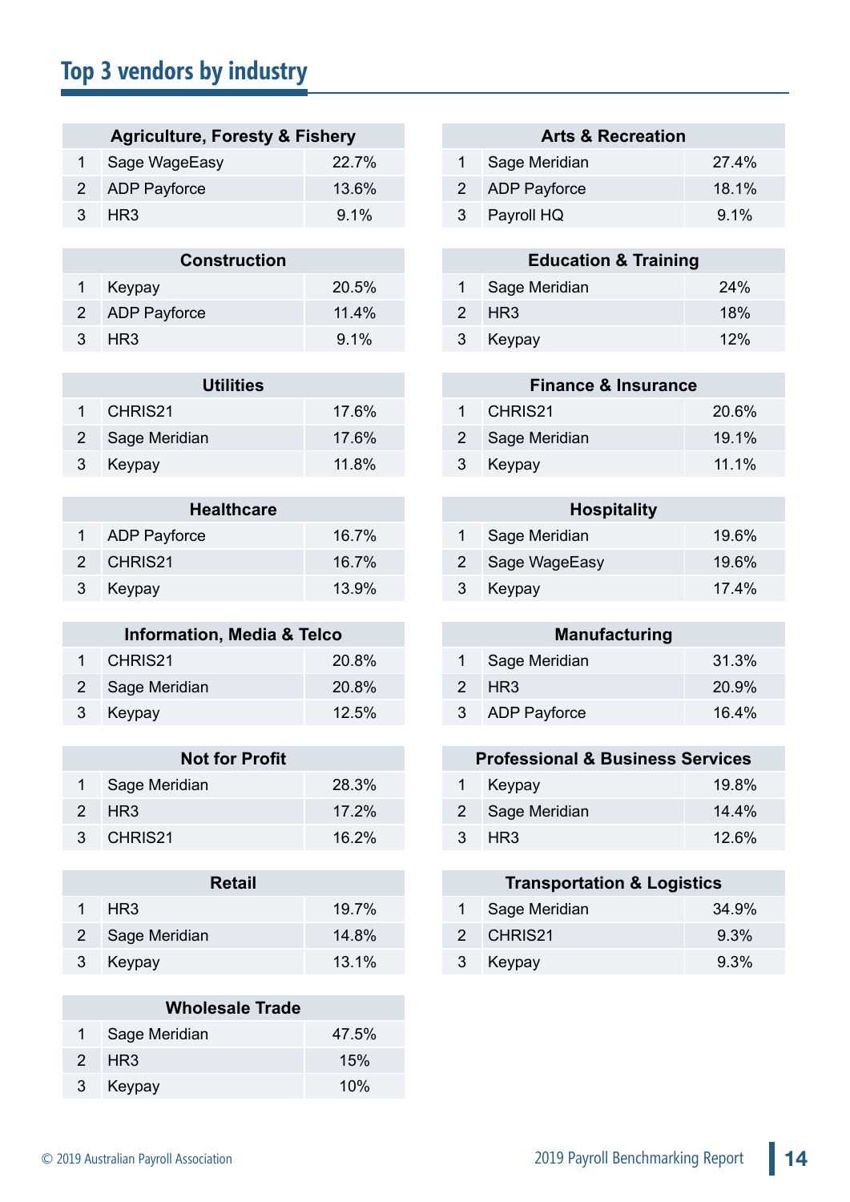## Top 3 vendors by industry

| Agriculture, Foresty & Fishery | | |
|---|---|---|
| 1 | Sage WageEasy | 22.7% |
| 2 | ADP Payforce | 13.6% |
| 3 | HR3 | 9.1% |

| Construction | | |
|---|---|---|
| 1 | Keypay | 20.5% |
| 2 | ADP Payforce | 11.4% |
| 3 | HR3 | 9.1% |

| Utilities | | |
|---|---|---|
| 1 | CHRIS21 | 17.6% |
| 2 | Sage Meridian | 17.6% |
| 3 | Keypay | 11.8% |

| Healthcare | | |
|---|---|---|
| 1 | ADP Payforce | 16.7% |
| 2 | CHRIS21 | 16.7% |
| 3 | Keypay | 13.9% |

| Information, Media & Telco | | |
|---|---|---|
| 1 | CHRIS21 | 20.8% |
| 2 | Sage Meridian | 20.8% |
| 3 | Keypay | 12.5% |

| Not for Profit | | |
|---|---|---|
| 1 | Sage Meridian | 28.3% |
| 2 | HR3 | 17.2% |
| 3 | CHRIS21 | 16.2% |

| Retail | | |
|---|---|---|
| 1 | HR3 | 19.7% |
| 2 | Sage Meridian | 14.8% |
| 3 | Keypay | 13.1% |

| Wholesale Trade | | |
|---|---|---|
| 1 | Sage Meridian | 47.5% |
| 2 | HR3 | 15% |
| 3 | Keypay | 10% |

| Arts & Recreation | | |
|---|---|---|
| 1 | Sage Meridian | 27.4% |
| 2 | ADP Payforce | 18.1% |
| 3 | Payroll HQ | 9.1% |

| Education & Training | | |
|---|---|---|
| 1 | Sage Meridian | 24% |
| 2 | HR3 | 18% |
| 3 | Keypay | 12% |

| Finance & Insurance | | |
|---|---|---|
| 1 | CHRIS21 | 20.6% |
| 2 | Sage Meridian | 19.1% |
| 3 | Keypay | 11.1% |

| Hospitality | | |
|---|---|---|
| 1 | Sage Meridian | 19.6% |
| 2 | Sage WageEasy | 19.6% |
| 3 | Keypay | 17.4% |

| Manufacturing | | |
|---|---|---|
| 1 | Sage Meridian | 31.3% |
| 2 | HR3 | 20.9% |
| 3 | ADP Payforce | 16.4% |

| Professional & Business Services | | |
|---|---|---|
| 1 | Keypay | 19.8% |
| 2 | Sage Meridian | 14.4% |
| 3 | HR3 | 12.6% |

| Transportation & Logistics | | |
|---|---|---|
| 1 | Sage Meridian | 34.9% |
| 2 | CHRIS21 | 9.3% |
| 3 | Keypay | 9.3% |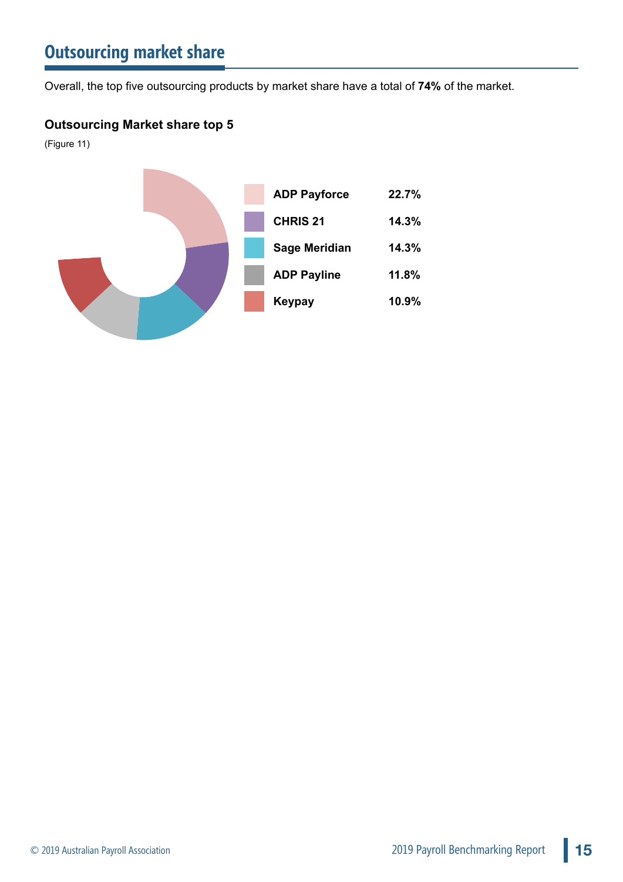## Outsourcing market share

Overall, the top five outsourcing products by market share have a total of **74%** of the market.

**Outsourcing Market share top 5**

(Figure 11)

| Product | Share |
|---|---|
| **ADP Payforce** | **22.7%** |
| **CHRIS 21** | **14.3%** |
| **Sage Meridian** | **14.3%** |
| **ADP Payline** | **11.8%** |
| **Keypay** | **10.9%** |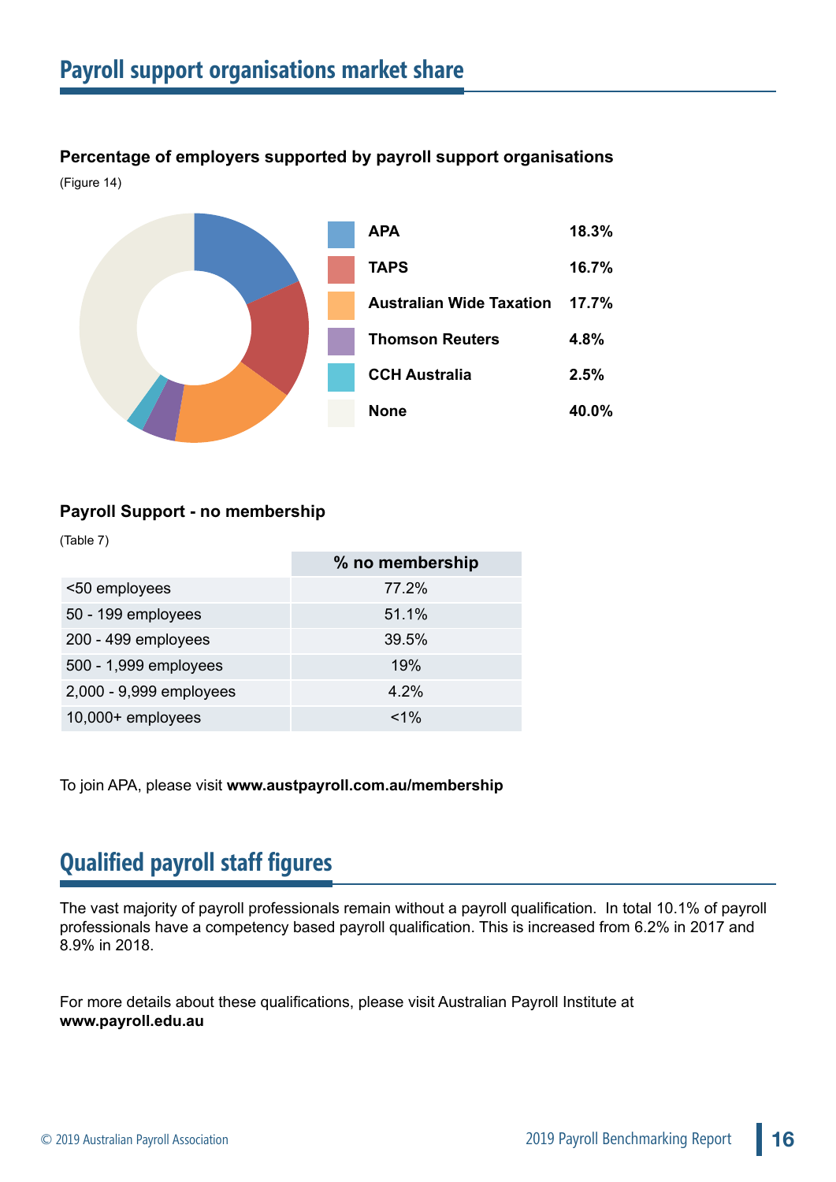## Payroll support organisations market share

**Percentage of employers supported by payroll support organisations**

(Figure 14)

| | |
|---|---|
| **APA** | **18.3%** |
| **TAPS** | **16.7%** |
| **Australian Wide Taxation** | **17.7%** |
| **Thomson Reuters** | **4.8%** |
| **CCH Australia** | **2.5%** |
| **None** | **40.0%** |

**Payroll Support - no membership**

(Table 7)

| | % no membership |
|---|---|
| <50 employees | 77.2% |
| 50 - 199 employees | 51.1% |
| 200 - 499 employees | 39.5% |
| 500 - 1,999 employees | 19% |
| 2,000 - 9,999 employees | 4.2% |
| 10,000+ employees | <1% |

To join APA, please visit **www.austpayroll.com.au/membership**

## Qualified payroll staff figures

The vast majority of payroll professionals remain without a payroll qualification. In total 10.1% of payroll professionals have a competency based payroll qualification. This is increased from 6.2% in 2017 and 8.9% in 2018.

For more details about these qualifications, please visit Australian Payroll Institute at **www.payroll.edu.au**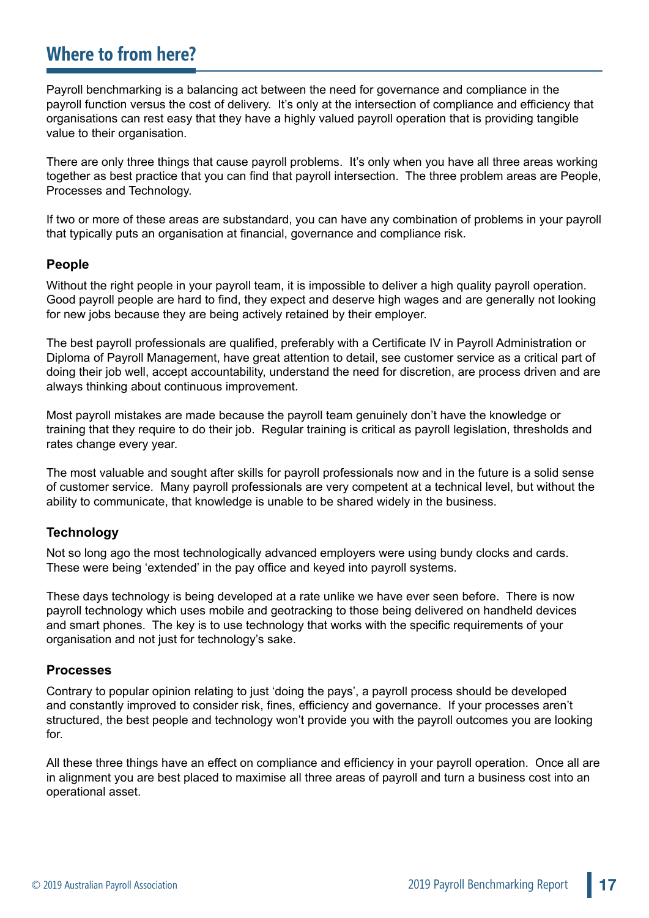## Where to from here?

Payroll benchmarking is a balancing act between the need for governance and compliance in the payroll function versus the cost of delivery. It's only at the intersection of compliance and efficiency that organisations can rest easy that they have a highly valued payroll operation that is providing tangible value to their organisation.

There are only three things that cause payroll problems. It's only when you have all three areas working together as best practice that you can find that payroll intersection. The three problem areas are People, Processes and Technology.

If two or more of these areas are substandard, you can have any combination of problems in your payroll that typically puts an organisation at financial, governance and compliance risk.

### People

Without the right people in your payroll team, it is impossible to deliver a high quality payroll operation. Good payroll people are hard to find, they expect and deserve high wages and are generally not looking for new jobs because they are being actively retained by their employer.

The best payroll professionals are qualified, preferably with a Certificate IV in Payroll Administration or Diploma of Payroll Management, have great attention to detail, see customer service as a critical part of doing their job well, accept accountability, understand the need for discretion, are process driven and are always thinking about continuous improvement.

Most payroll mistakes are made because the payroll team genuinely don't have the knowledge or training that they require to do their job. Regular training is critical as payroll legislation, thresholds and rates change every year.

The most valuable and sought after skills for payroll professionals now and in the future is a solid sense of customer service. Many payroll professionals are very competent at a technical level, but without the ability to communicate, that knowledge is unable to be shared widely in the business.

### Technology

Not so long ago the most technologically advanced employers were using bundy clocks and cards. These were being 'extended' in the pay office and keyed into payroll systems.

These days technology is being developed at a rate unlike we have ever seen before. There is now payroll technology which uses mobile and geotracking to those being delivered on handheld devices and smart phones. The key is to use technology that works with the specific requirements of your organisation and not just for technology's sake.

### Processes

Contrary to popular opinion relating to just 'doing the pays', a payroll process should be developed and constantly improved to consider risk, fines, efficiency and governance. If your processes aren't structured, the best people and technology won't provide you with the payroll outcomes you are looking for.

All these three things have an effect on compliance and efficiency in your payroll operation. Once all are in alignment you are best placed to maximise all three areas of payroll and turn a business cost into an operational asset.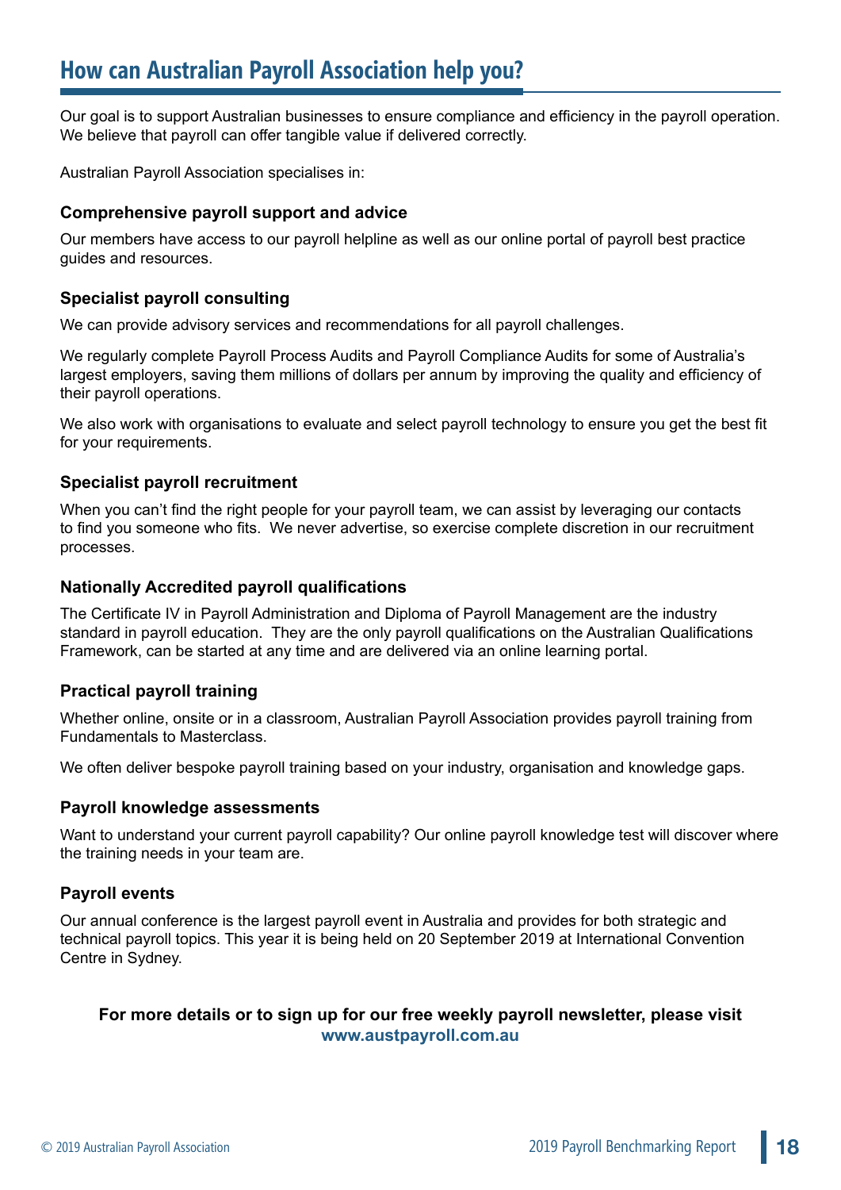## How can Australian Payroll Association help you?

Our goal is to support Australian businesses to ensure compliance and efficiency in the payroll operation. We believe that payroll can offer tangible value if delivered correctly.

Australian Payroll Association specialises in:

### Comprehensive payroll support and advice

Our members have access to our payroll helpline as well as our online portal of payroll best practice guides and resources.

### Specialist payroll consulting

We can provide advisory services and recommendations for all payroll challenges.

We regularly complete Payroll Process Audits and Payroll Compliance Audits for some of Australia's largest employers, saving them millions of dollars per annum by improving the quality and efficiency of their payroll operations.

We also work with organisations to evaluate and select payroll technology to ensure you get the best fit for your requirements.

### Specialist payroll recruitment

When you can't find the right people for your payroll team, we can assist by leveraging our contacts to find you someone who fits. We never advertise, so exercise complete discretion in our recruitment processes.

### Nationally Accredited payroll qualifications

The Certificate IV in Payroll Administration and Diploma of Payroll Management are the industry standard in payroll education. They are the only payroll qualifications on the Australian Qualifications Framework, can be started at any time and are delivered via an online learning portal.

### Practical payroll training

Whether online, onsite or in a classroom, Australian Payroll Association provides payroll training from Fundamentals to Masterclass.

We often deliver bespoke payroll training based on your industry, organisation and knowledge gaps.

### Payroll knowledge assessments

Want to understand your current payroll capability? Our online payroll knowledge test will discover where the training needs in your team are.

### Payroll events

Our annual conference is the largest payroll event in Australia and provides for both strategic and technical payroll topics. This year it is being held on 20 September 2019 at International Convention Centre in Sydney.

**For more details or to sign up for our free weekly payroll newsletter, please visit www.austpayroll.com.au**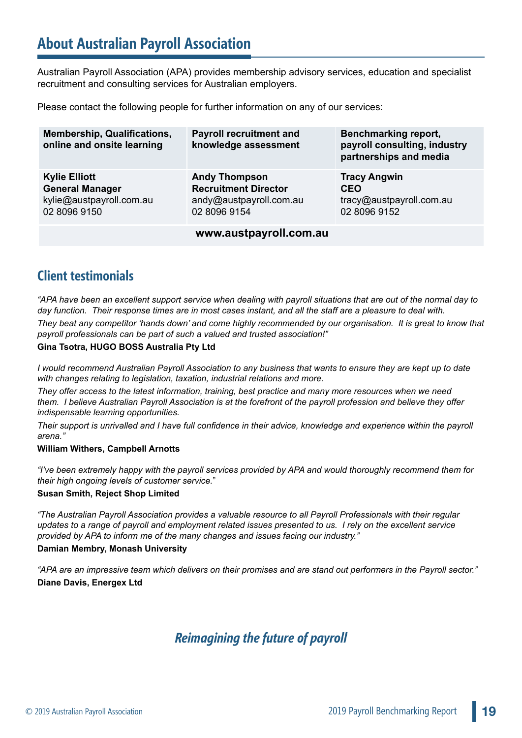## About Australian Payroll Association

Australian Payroll Association (APA) provides membership advisory services, education and specialist recruitment and consulting services for Australian employers.

Please contact the following people for further information on any of our services:

| Membership, Qualifications, online and onsite learning | Payroll recruitment and knowledge assessment | Benchmarking report, payroll consulting, industry partnerships and media |
|---|---|---|
| **Kylie Elliott**<br>**General Manager**<br>kylie@austpayroll.com.au<br>02 8096 9150 | **Andy Thompson**<br>**Recruitment Director**<br>andy@austpayroll.com.au<br>02 8096 9154 | **Tracy Angwin**<br>**CEO**<br>tracy@austpayroll.com.au<br>02 8096 9152 |
| **www.austpayroll.com.au** | | |

## Client testimonials

*"APA have been an excellent support service when dealing with payroll situations that are out of the normal day to day function. Their response times are in most cases instant, and all the staff are a pleasure to deal with.*

*They beat any competitor 'hands down' and come highly recommended by our organisation. It is great to know that payroll professionals can be part of such a valued and trusted association!"*

**Gina Tsotra, HUGO BOSS Australia Pty Ltd**

*I would recommend Australian Payroll Association to any business that wants to ensure they are kept up to date with changes relating to legislation, taxation, industrial relations and more.*

*They offer access to the latest information, training, best practice and many more resources when we need them. I believe Australian Payroll Association is at the forefront of the payroll profession and believe they offer indispensable learning opportunities.*

*Their support is unrivalled and I have full confidence in their advice, knowledge and experience within the payroll arena."*

**William Withers, Campbell Arnotts**

*"I've been extremely happy with the payroll services provided by APA and would thoroughly recommend them for their high ongoing levels of customer service."*

**Susan Smith, Reject Shop Limited**

*"The Australian Payroll Association provides a valuable resource to all Payroll Professionals with their regular updates to a range of payroll and employment related issues presented to us. I rely on the excellent service provided by APA to inform me of the many changes and issues facing our industry."*

**Damian Membry, Monash University**

*"APA are an impressive team which delivers on their promises and are stand out performers in the Payroll sector."*

**Diane Davis, Energex Ltd**

***Reimagining the future of payroll***